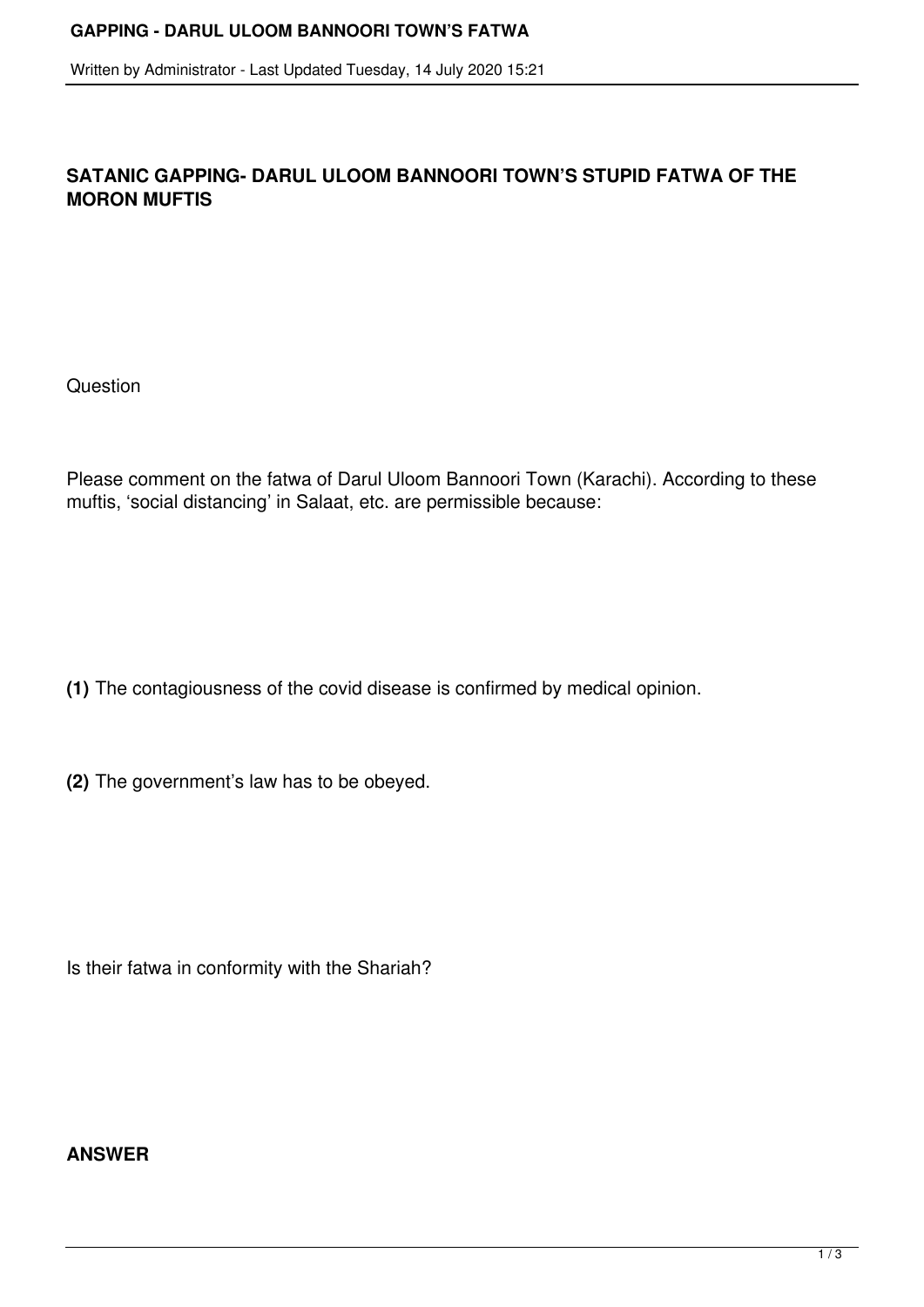# SATANIC GAPPING- DARUL ULOOM BANNOORI TOWN'S STUPID FATWA OF THE MORON MUFTIS

Question

Please comment on the fatwa of Darul Uloom Bannoori Town (Karachi). According to these muftis, 'social distancing' in Salaat, etc. are permissible because:

**(1)** The contagiousness of the covid disease is confirmed by medical opinion.

**(2)** The government's law has to be obeyed.

Is their fatwa in conformity with the Shariah?

**ANSWER**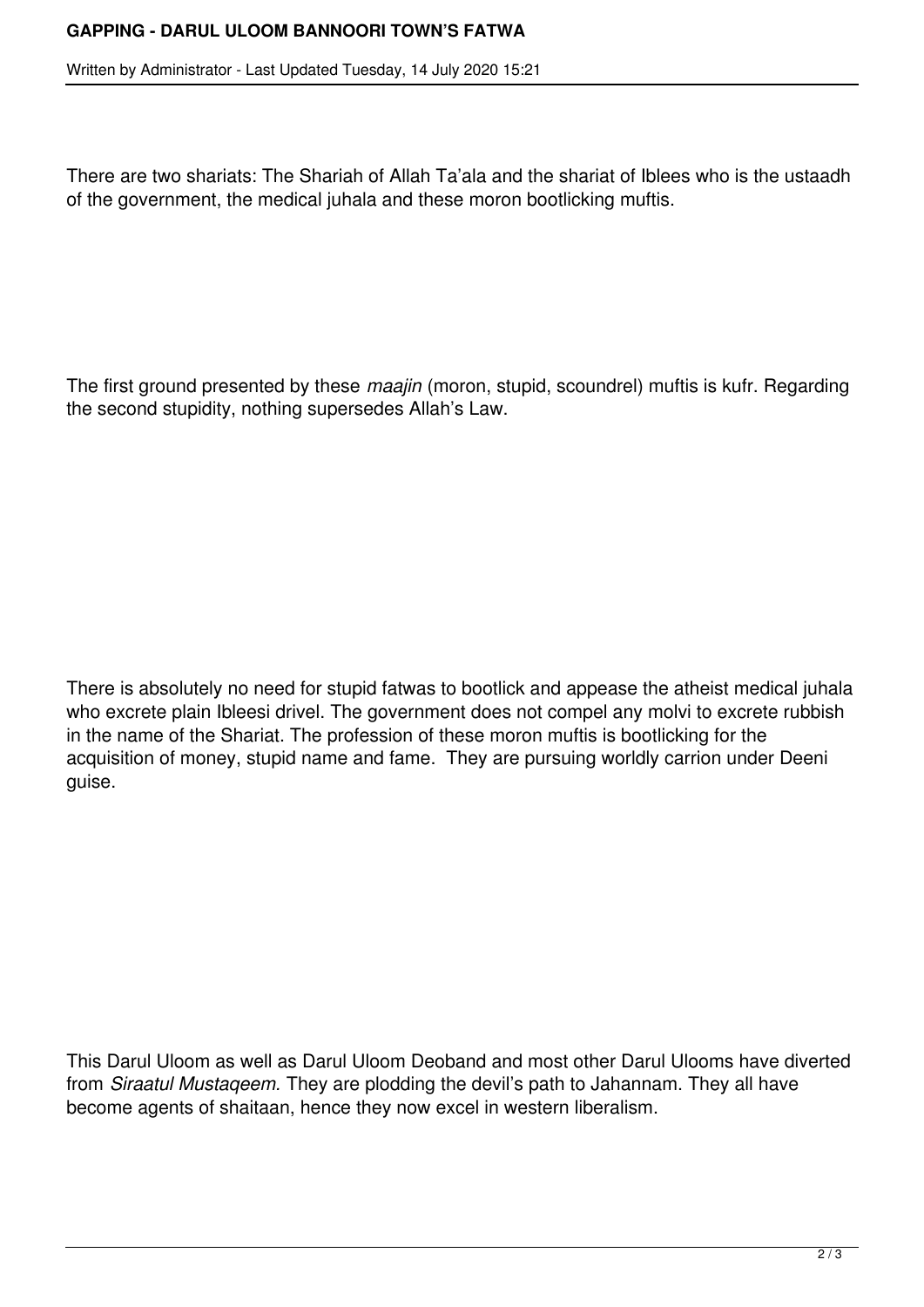There are two shariats: The Shariah of Allah Ta'ala and the shariat of Iblees who is the ustaadh of the government, the medical juhala and these moron bootlicking muftis.

The first ground presented by these *maajin* (moron, stupid, scoundrel) muftis is kufr. Regarding the second stupidity, nothing supersedes Allah's Law.

There is absolutely no need for stupid fatwas to bootlick and appease the atheist medical juhala who excrete plain Ibleesi drivel. The government does not compel any molvi to excrete rubbish in the name of the Shariat. The profession of these moron muftis is bootlicking for the acquisition of money, stupid name and fame. They are pursuing worldly carrion under Deeni guise.

This Darul Uloom as well as Darul Uloom Deoband and most other Darul Ulooms have diverted from *Siraatul Mustaqeem.* They are plodding the devil's path to Jahannam. They all have become agents of shaitaan, hence they now excel in western liberalism.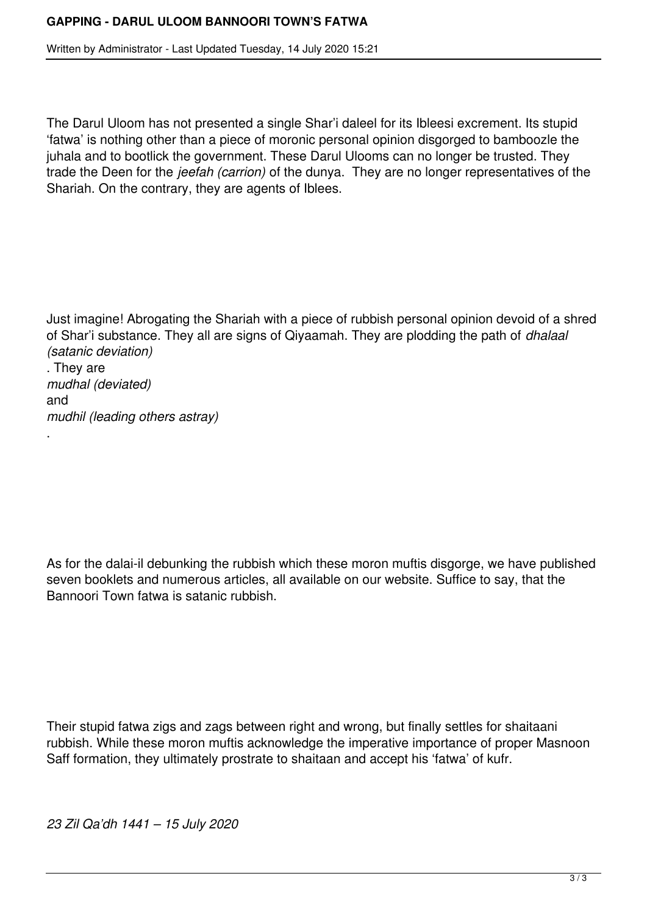The Darul Uloom has not presented a single Shar'i daleel for its Ibleesi excrement. Its stupid 'fatwa' is nothing other than a piece of moronic personal opinion disgorged to bamboozle the juhala and to bootlick the government. These Darul Ulooms can no longer be trusted. They trade the Deen for the *jeefah (carrion)* of the dunya. They are no longer representatives of the Shariah. On the contrary, they are agents of Iblees.

Just imagine! Abrogating the Shariah with a piece of rubbish personal opinion devoid of a shred of Shar'i substance. They all are signs of Qiyaamah. They are plodding the path of *dhalaal (satanic deviation)*. They are *mudhal (deviated)* and *mudhil (leading others astray)*.

As for the dalai-il debunking the rubbish which these moron muftis disgorge, we have published seven booklets and numerous articles, all available on our website. Suffice to say, that the Bannoori Town fatwa is satanic rubbish.

Their stupid fatwa zigs and zags between right and wrong, but finally settles for shaitaani rubbish. While these moron muftis acknowledge the imperative importance of proper Masnoon Saff formation, they ultimately prostrate to shaitaan and accept his 'fatwa' of kufr.

*23 Zil Qa'dh 1441 – 15 July 2020*